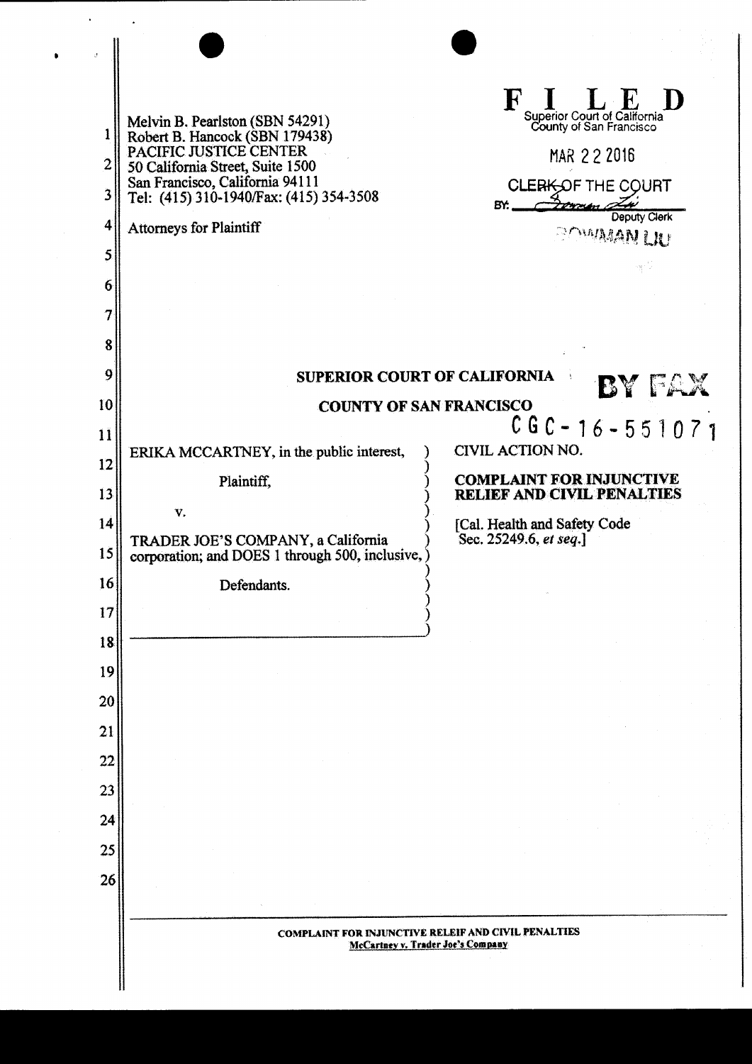Melvin B. Pearlston (SBN 54291)
Robert B. Hancock (SBN 179438)
PACIFIC JUSTICE CENTER
50 California Street, Suite 1500
San Francisco, California 94111
Tel: (415) 310-1940/Fax: (415) 354-3508

Attorneys for Plaintiff

**FILED**
Superior Court of California
County of San Francisco

MAR 22 2016

CLERK OF THE COURT
BY: ____________
Deputy Clerk
BOWMAN LIU

**SUPERIOR COURT OF CALIFORNIA**

**COUNTY OF SAN FRANCISCO**

**BY FAX**

ERIKA MCCARTNEY, in the public interest,

Plaintiff,

v.

TRADER JOE'S COMPANY, a California corporation; and DOES 1 through 500, inclusive,

Defendants.

CGC-16-551071

CIVIL ACTION NO.

**COMPLAINT FOR INJUNCTIVE RELIEF AND CIVIL PENALTIES**

[Cal. Health and Safety Code Sec. 25249.6, *et seq.*]

COMPLAINT FOR INJUNCTIVE RELEIF AND CIVIL PENALTIES
McCartney v. Trader Joe's Company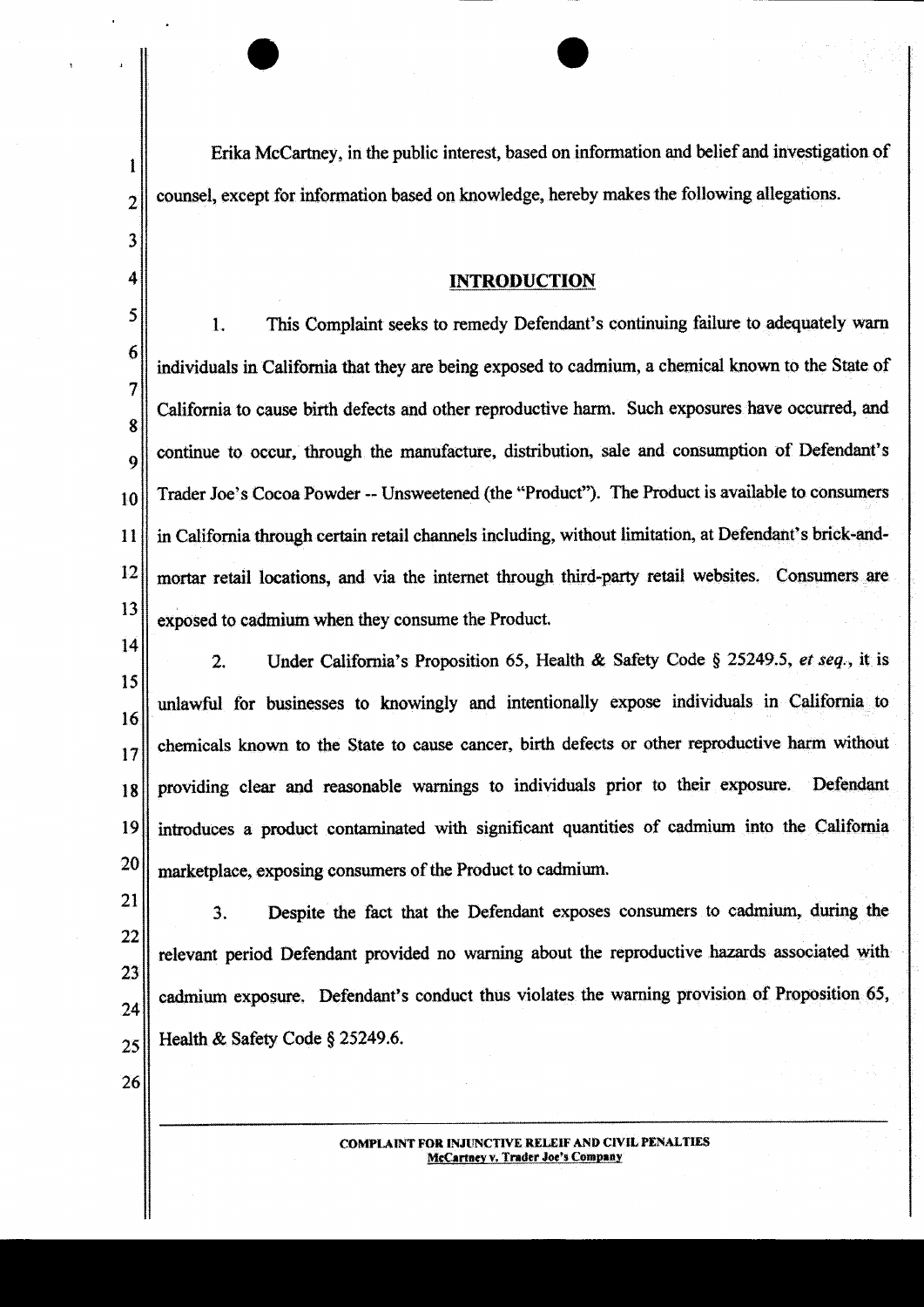Erika McCartney, in the public interest, based on information and belief and investigation of counsel, except for information based on knowledge, hereby makes the following allegations.

## INTRODUCTION

1. This Complaint seeks to remedy Defendant's continuing failure to adequately warn individuals in California that they are being exposed to cadmium, a chemical known to the State of California to cause birth defects and other reproductive harm. Such exposures have occurred, and continue to occur, through the manufacture, distribution, sale and consumption of Defendant's Trader Joe's Cocoa Powder -- Unsweetened (the "Product"). The Product is available to consumers in California through certain retail channels including, without limitation, at Defendant's brick-and-mortar retail locations, and via the internet through third-party retail websites. Consumers are exposed to cadmium when they consume the Product.

2. Under California's Proposition 65, Health & Safety Code § 25249.5, *et seq.*, it is unlawful for businesses to knowingly and intentionally expose individuals in California to chemicals known to the State to cause cancer, birth defects or other reproductive harm without providing clear and reasonable warnings to individuals prior to their exposure. Defendant introduces a product contaminated with significant quantities of cadmium into the California marketplace, exposing consumers of the Product to cadmium.

3. Despite the fact that the Defendant exposes consumers to cadmium, during the relevant period Defendant provided no warning about the reproductive hazards associated with cadmium exposure. Defendant's conduct thus violates the warning provision of Proposition 65, Health & Safety Code § 25249.6.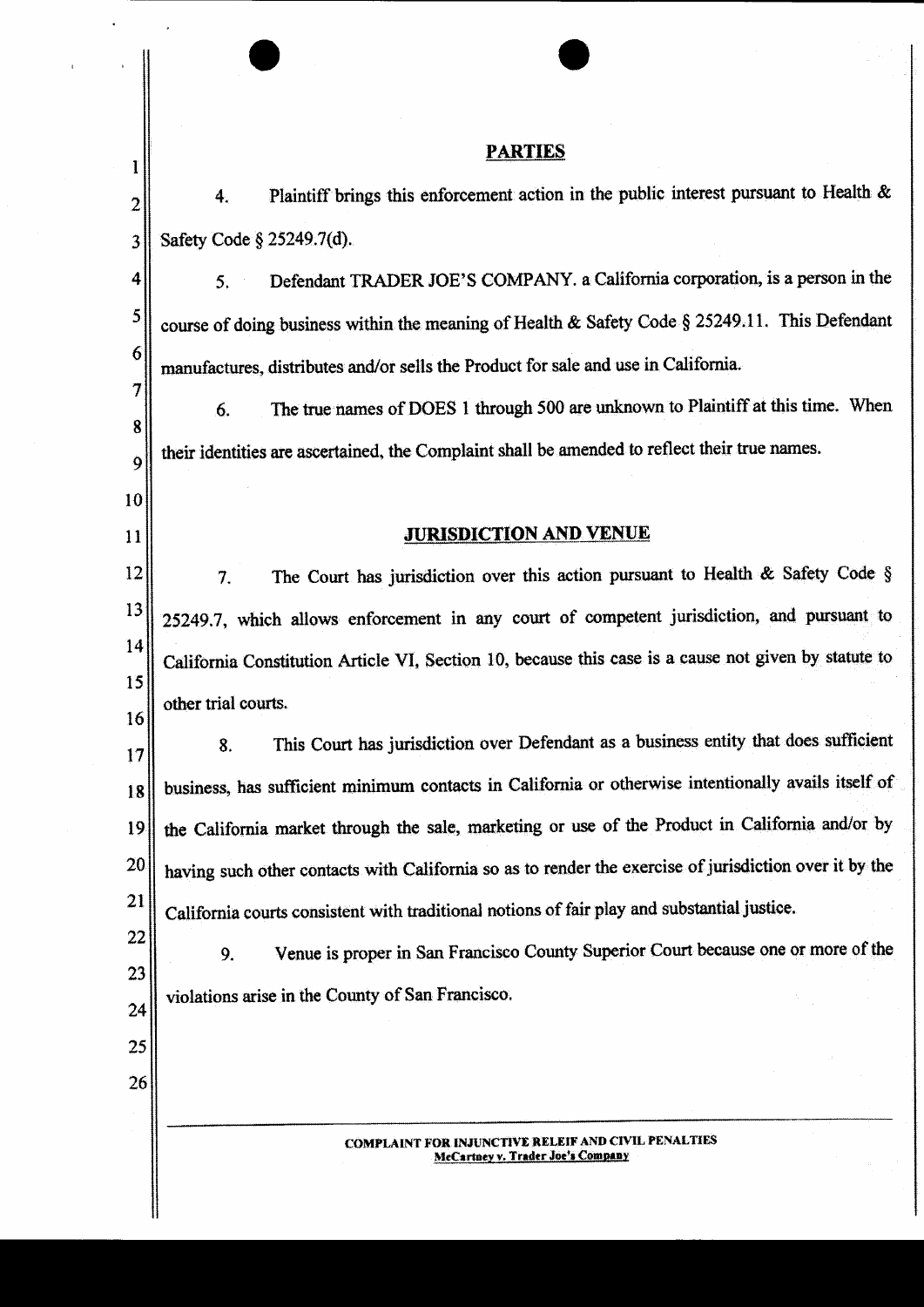## PARTIES

4. Plaintiff brings this enforcement action in the public interest pursuant to Health & Safety Code § 25249.7(d).

5. Defendant TRADER JOE'S COMPANY. a California corporation, is a person in the course of doing business within the meaning of Health & Safety Code § 25249.11. This Defendant manufactures, distributes and/or sells the Product for sale and use in California.

6. The true names of DOES 1 through 500 are unknown to Plaintiff at this time. When their identities are ascertained, the Complaint shall be amended to reflect their true names.

## JURISDICTION AND VENUE

7. The Court has jurisdiction over this action pursuant to Health & Safety Code § 25249.7, which allows enforcement in any court of competent jurisdiction, and pursuant to California Constitution Article VI, Section 10, because this case is a cause not given by statute to other trial courts.

8. This Court has jurisdiction over Defendant as a business entity that does sufficient business, has sufficient minimum contacts in California or otherwise intentionally avails itself of the California market through the sale, marketing or use of the Product in California and/or by having such other contacts with California so as to render the exercise of jurisdiction over it by the California courts consistent with traditional notions of fair play and substantial justice.

9. Venue is proper in San Francisco County Superior Court because one or more of the violations arise in the County of San Francisco.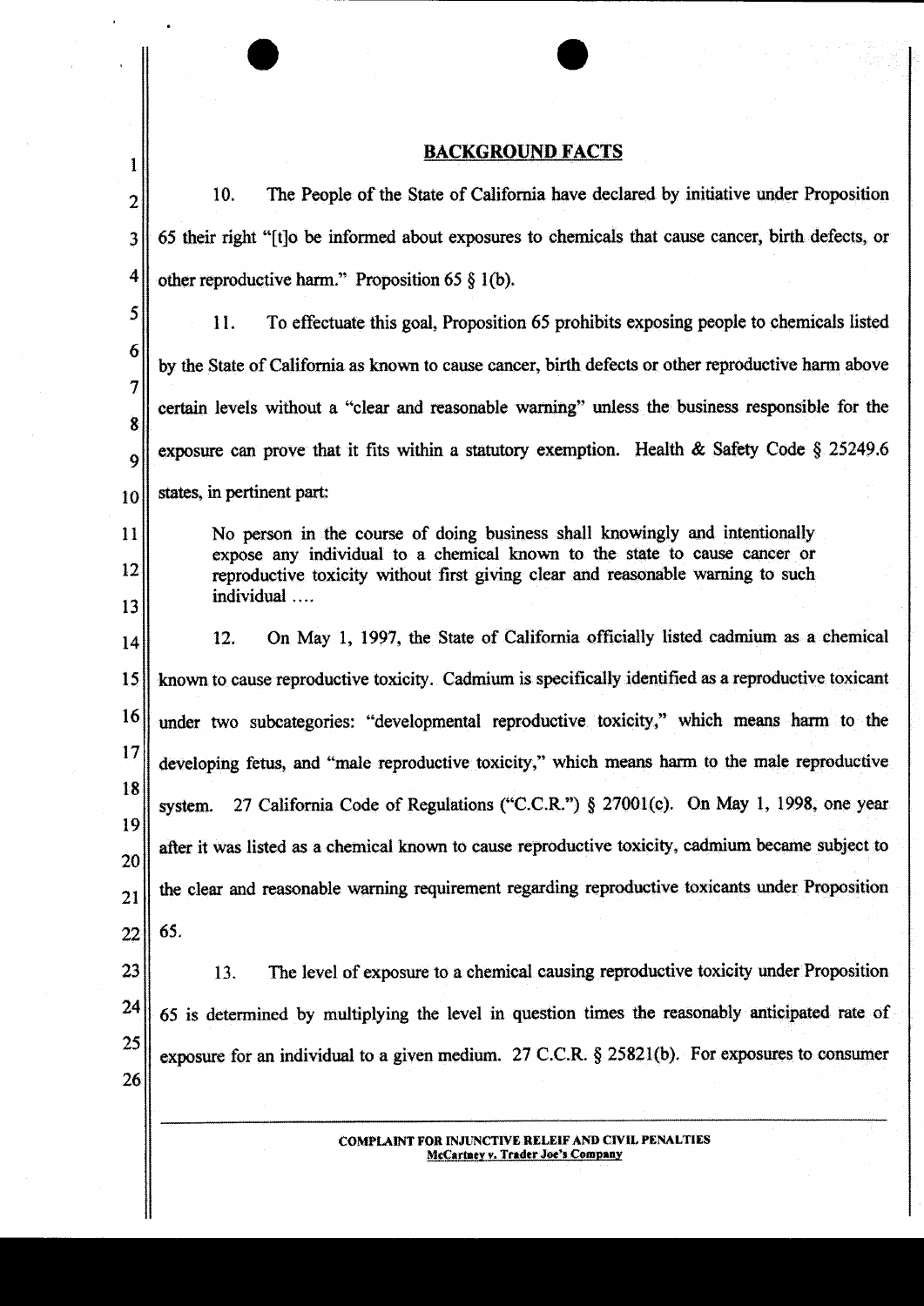## BACKGROUND FACTS

10. The People of the State of California have declared by initiative under Proposition 65 their right "[t]o be informed about exposures to chemicals that cause cancer, birth defects, or other reproductive harm." Proposition 65 § 1(b).

11. To effectuate this goal, Proposition 65 prohibits exposing people to chemicals listed by the State of California as known to cause cancer, birth defects or other reproductive harm above certain levels without a "clear and reasonable warning" unless the business responsible for the exposure can prove that it fits within a statutory exemption. Health & Safety Code § 25249.6 states, in pertinent part:

> No person in the course of doing business shall knowingly and intentionally expose any individual to a chemical known to the state to cause cancer or reproductive toxicity without first giving clear and reasonable warning to such individual ....

12. On May 1, 1997, the State of California officially listed cadmium as a chemical known to cause reproductive toxicity. Cadmium is specifically identified as a reproductive toxicant under two subcategories: "developmental reproductive toxicity," which means harm to the developing fetus, and "male reproductive toxicity," which means harm to the male reproductive system. 27 California Code of Regulations ("C.C.R.") § 27001(c). On May 1, 1998, one year after it was listed as a chemical known to cause reproductive toxicity, cadmium became subject to the clear and reasonable warning requirement regarding reproductive toxicants under Proposition 65.

13. The level of exposure to a chemical causing reproductive toxicity under Proposition 65 is determined by multiplying the level in question times the reasonably anticipated rate of exposure for an individual to a given medium. 27 C.C.R. § 25821(b). For exposures to consumer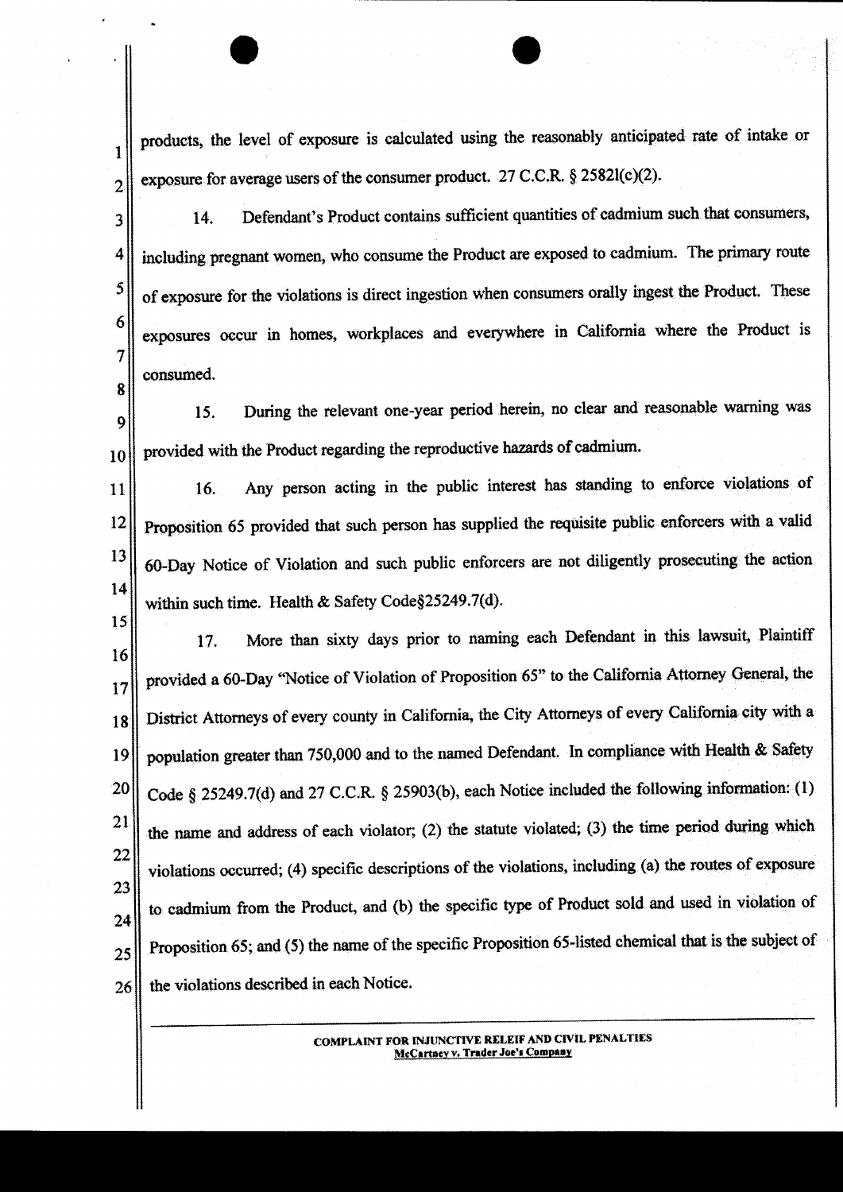products, the level of exposure is calculated using the reasonably anticipated rate of intake or exposure for average users of the consumer product. 27 C.C.R. § 25821(c)(2).

14. Defendant's Product contains sufficient quantities of cadmium such that consumers, including pregnant women, who consume the Product are exposed to cadmium. The primary route of exposure for the violations is direct ingestion when consumers orally ingest the Product. These exposures occur in homes, workplaces and everywhere in California where the Product is consumed.

15. During the relevant one-year period herein, no clear and reasonable warning was provided with the Product regarding the reproductive hazards of cadmium.

16. Any person acting in the public interest has standing to enforce violations of Proposition 65 provided that such person has supplied the requisite public enforcers with a valid 60-Day Notice of Violation and such public enforcers are not diligently prosecuting the action within such time. Health & Safety Code§25249.7(d).

17. More than sixty days prior to naming each Defendant in this lawsuit, Plaintiff provided a 60-Day "Notice of Violation of Proposition 65" to the California Attorney General, the District Attorneys of every county in California, the City Attorneys of every California city with a population greater than 750,000 and to the named Defendant. In compliance with Health & Safety Code § 25249.7(d) and 27 C.C.R. § 25903(b), each Notice included the following information: (1) the name and address of each violator; (2) the statute violated; (3) the time period during which violations occurred; (4) specific descriptions of the violations, including (a) the routes of exposure to cadmium from the Product, and (b) the specific type of Product sold and used in violation of Proposition 65; and (5) the name of the specific Proposition 65-listed chemical that is the subject of the violations described in each Notice.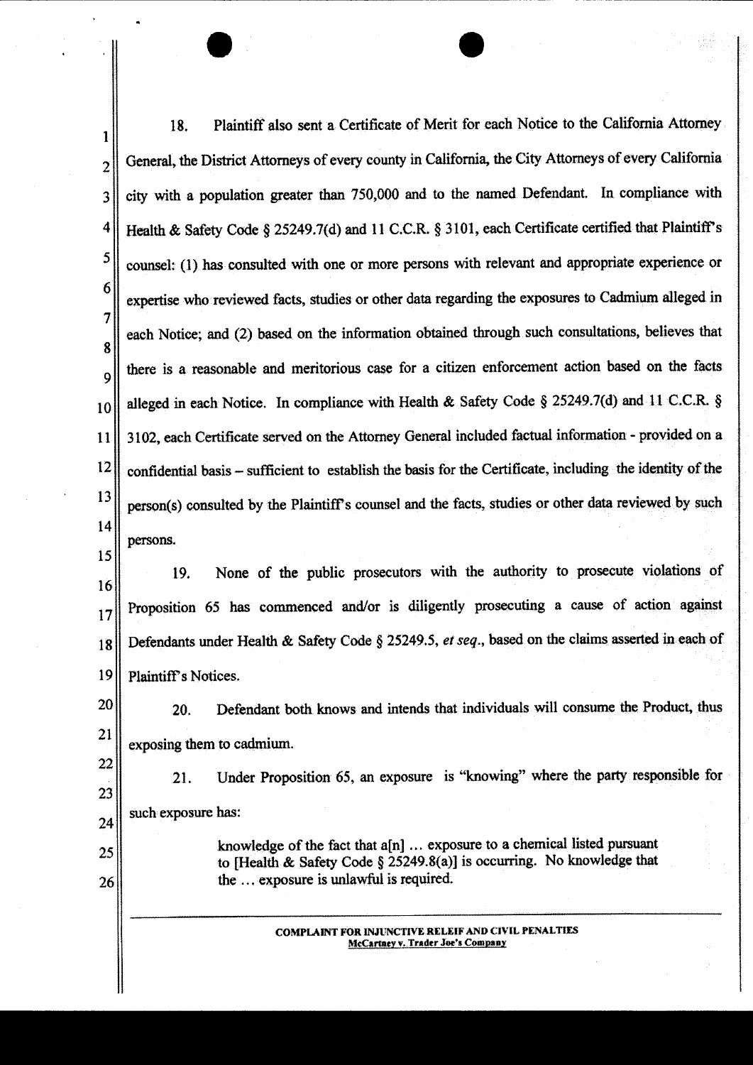18. Plaintiff also sent a Certificate of Merit for each Notice to the California Attorney General, the District Attorneys of every county in California, the City Attorneys of every California city with a population greater than 750,000 and to the named Defendant. In compliance with Health & Safety Code § 25249.7(d) and 11 C.C.R. § 3101, each Certificate certified that Plaintiff's counsel: (1) has consulted with one or more persons with relevant and appropriate experience or expertise who reviewed facts, studies or other data regarding the exposures to Cadmium alleged in each Notice; and (2) based on the information obtained through such consultations, believes that there is a reasonable and meritorious case for a citizen enforcement action based on the facts alleged in each Notice. In compliance with Health & Safety Code § 25249.7(d) and 11 C.C.R. § 3102, each Certificate served on the Attorney General included factual information - provided on a confidential basis – sufficient to establish the basis for the Certificate, including the identity of the person(s) consulted by the Plaintiff's counsel and the facts, studies or other data reviewed by such persons.

19. None of the public prosecutors with the authority to prosecute violations of Proposition 65 has commenced and/or is diligently prosecuting a cause of action against Defendants under Health & Safety Code § 25249.5, *et seq.*, based on the claims asserted in each of Plaintiff's Notices.

20. Defendant both knows and intends that individuals will consume the Product, thus exposing them to cadmium.

21. Under Proposition 65, an exposure is "knowing" where the party responsible for such exposure has:

> knowledge of the fact that a[n] … exposure to a chemical listed pursuant to [Health & Safety Code § 25249.8(a)] is occurring. No knowledge that the … exposure is unlawful is required.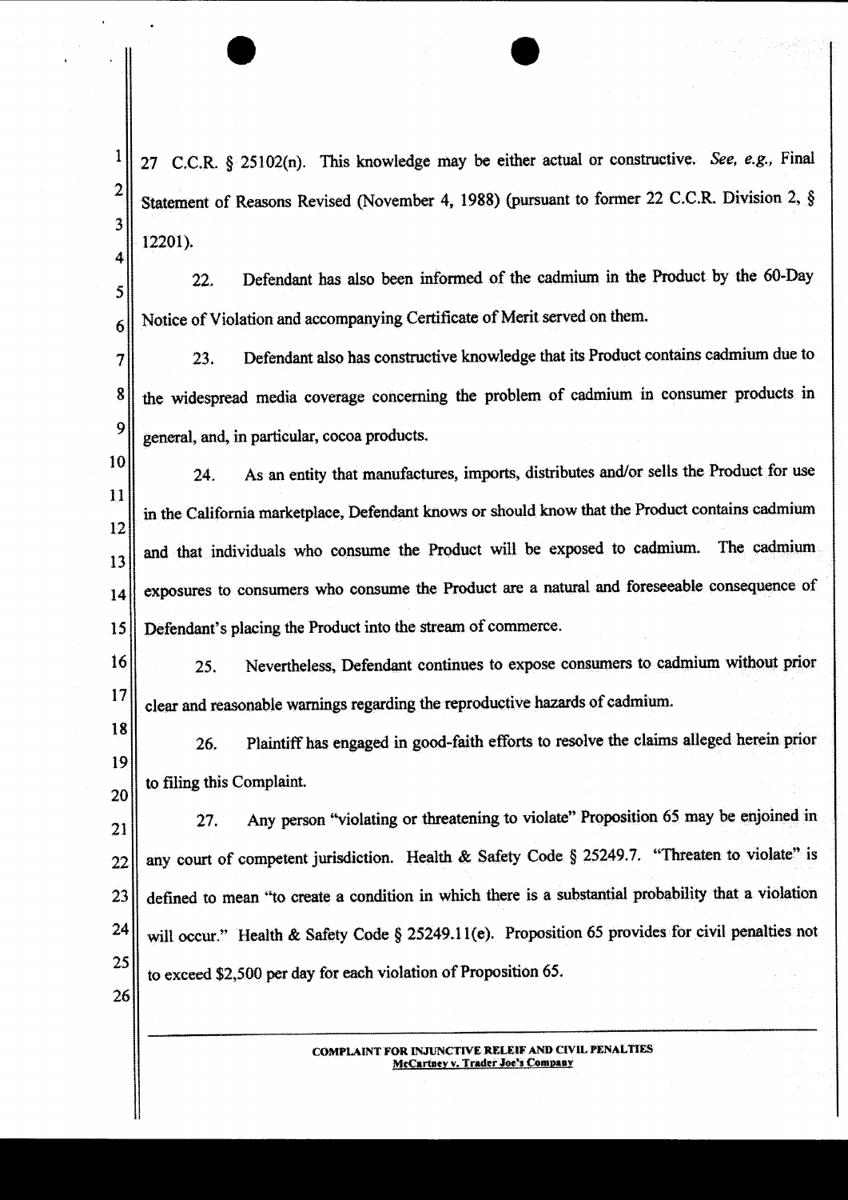27 C.C.R. § 25102(n). This knowledge may be either actual or constructive. *See, e.g.,* Final Statement of Reasons Revised (November 4, 1988) (pursuant to former 22 C.C.R. Division 2, § 12201).

22. Defendant has also been informed of the cadmium in the Product by the 60-Day Notice of Violation and accompanying Certificate of Merit served on them.

23. Defendant also has constructive knowledge that its Product contains cadmium due to the widespread media coverage concerning the problem of cadmium in consumer products in general, and, in particular, cocoa products.

24. As an entity that manufactures, imports, distributes and/or sells the Product for use in the California marketplace, Defendant knows or should know that the Product contains cadmium and that individuals who consume the Product will be exposed to cadmium. The cadmium exposures to consumers who consume the Product are a natural and foreseeable consequence of Defendant's placing the Product into the stream of commerce.

25. Nevertheless, Defendant continues to expose consumers to cadmium without prior clear and reasonable warnings regarding the reproductive hazards of cadmium.

26. Plaintiff has engaged in good-faith efforts to resolve the claims alleged herein prior to filing this Complaint.

27. Any person "violating or threatening to violate" Proposition 65 may be enjoined in any court of competent jurisdiction. Health & Safety Code § 25249.7. "Threaten to violate" is defined to mean "to create a condition in which there is a substantial probability that a violation will occur." Health & Safety Code § 25249.11(e). Proposition 65 provides for civil penalties not to exceed $2,500 per day for each violation of Proposition 65.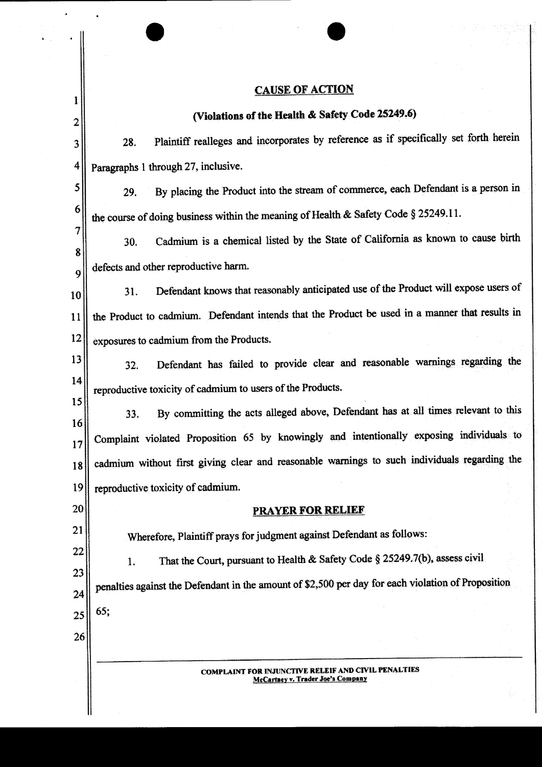## CAUSE OF ACTION

### (Violations of the Health & Safety Code 25249.6)

28. Plaintiff realleges and incorporates by reference as if specifically set forth herein Paragraphs 1 through 27, inclusive.

29. By placing the Product into the stream of commerce, each Defendant is a person in the course of doing business within the meaning of Health & Safety Code § 25249.11.

30. Cadmium is a chemical listed by the State of California as known to cause birth defects and other reproductive harm.

31. Defendant knows that reasonably anticipated use of the Product will expose users of the Product to cadmium. Defendant intends that the Product be used in a manner that results in exposures to cadmium from the Products.

32. Defendant has failed to provide clear and reasonable warnings regarding the reproductive toxicity of cadmium to users of the Products.

33. By committing the acts alleged above, Defendant has at all times relevant to this Complaint violated Proposition 65 by knowingly and intentionally exposing individuals to cadmium without first giving clear and reasonable warnings to such individuals regarding the reproductive toxicity of cadmium.

## PRAYER FOR RELIEF

Wherefore, Plaintiff prays for judgment against Defendant as follows:

1. That the Court, pursuant to Health & Safety Code § 25249.7(b), assess civil penalties against the Defendant in the amount of $2,500 per day for each violation of Proposition 65;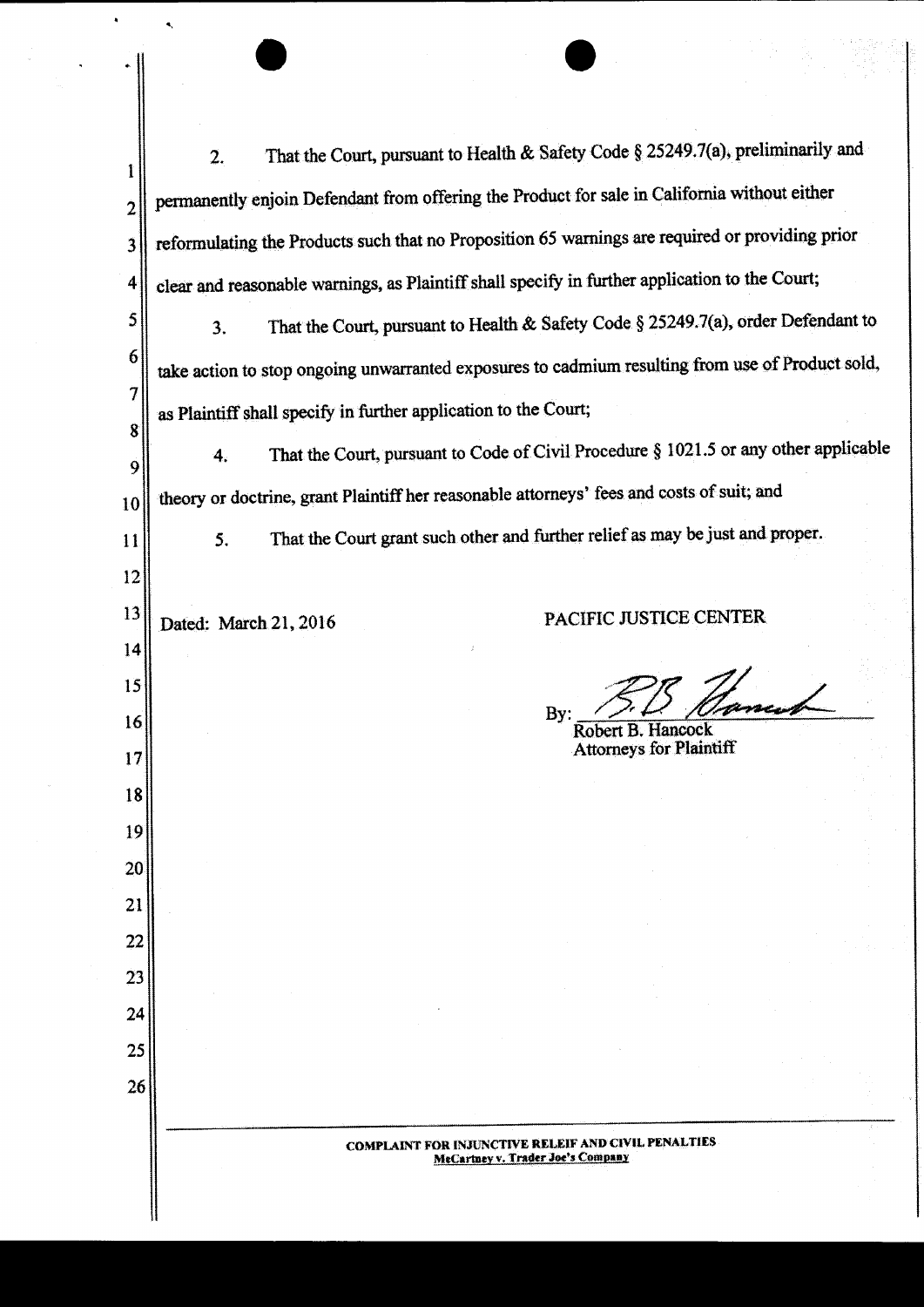2. That the Court, pursuant to Health & Safety Code § 25249.7(a), preliminarily and permanently enjoin Defendant from offering the Product for sale in California without either reformulating the Products such that no Proposition 65 warnings are required or providing prior clear and reasonable warnings, as Plaintiff shall specify in further application to the Court;

3. That the Court, pursuant to Health & Safety Code § 25249.7(a), order Defendant to take action to stop ongoing unwarranted exposures to cadmium resulting from use of Product sold, as Plaintiff shall specify in further application to the Court;

4. That the Court, pursuant to Code of Civil Procedure § 1021.5 or any other applicable theory or doctrine, grant Plaintiff her reasonable attorneys' fees and costs of suit; and

5. That the Court grant such other and further relief as may be just and proper.

Dated: March 21, 2016

PACIFIC JUSTICE CENTER

By: [signature]
Robert B. Hancock
Attorneys for Plaintiff

COMPLAINT FOR INJUNCTIVE RELEIF AND CIVIL PENALTIES
McCartney v. Trader Joe's Company